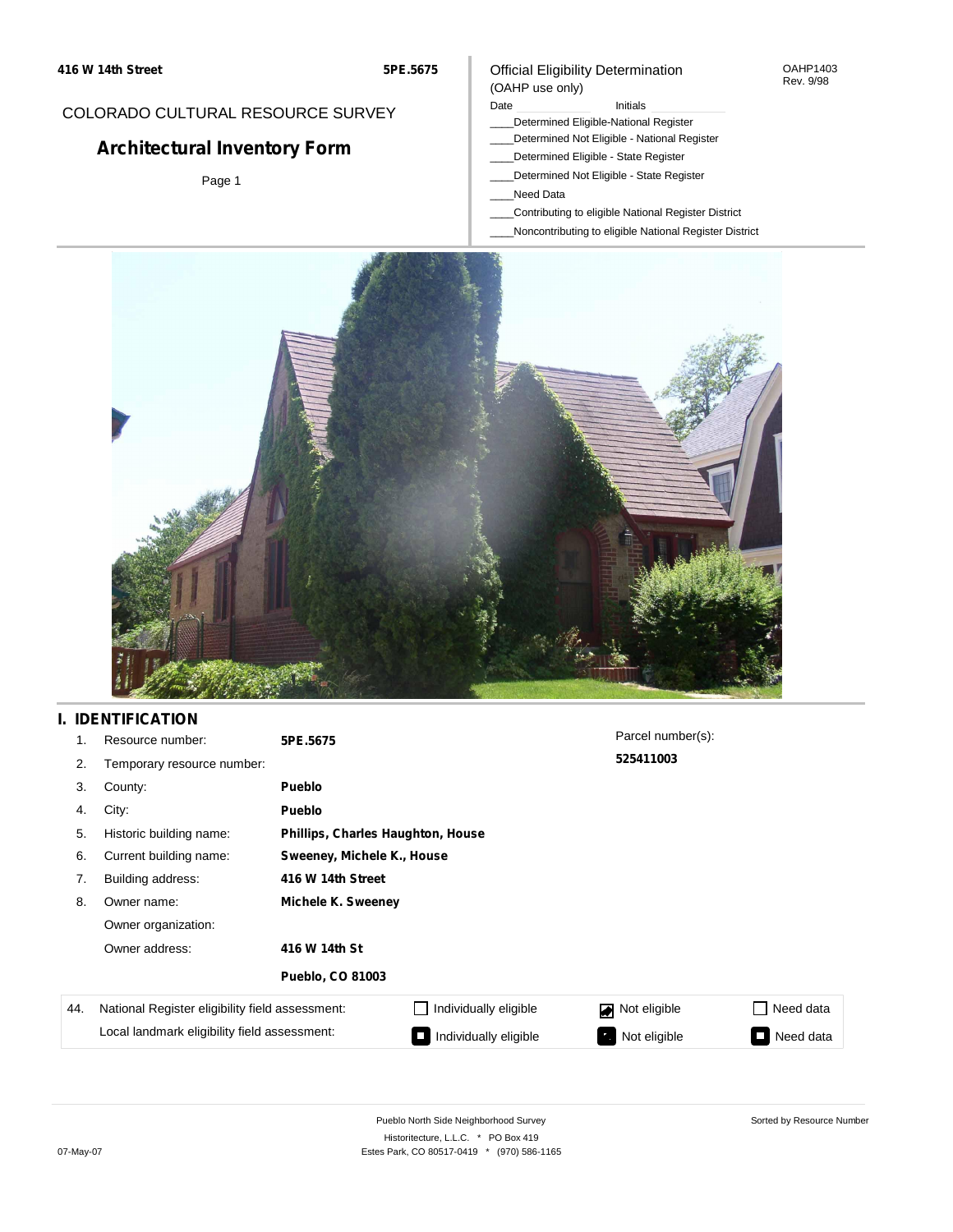**416 W 14th Street** **5PE.5675**

COLORADO CULTURAL RESOURCE SURVEY

# Architectural Inventory Form

Page 1

Official Eligibility Determination
(OAHP use only)

OAHP1403
Rev. 9/98

Date ____________ Initials ____________

____Determined Eligible-National Register
____Determined Not Eligible - National Register
____Determined Eligible - State Register
____Determined Not Eligible - State Register
____Need Data
____Contributing to eligible National Register District
____Noncontributing to eligible National Register District

## I. IDENTIFICATION

| | | |
|---|---|---|
| 1. | Resource number: | **5PE.5675** |
| 2. | Temporary resource number: | |
| 3. | County: | **Pueblo** |
| 4. | City: | **Pueblo** |
| 5. | Historic building name: | **Phillips, Charles Haughton, House** |
| 6. | Current building name: | **Sweeney, Michele K., House** |
| 7. | Building address: | **416 W 14th Street** |
| 8. | Owner name: | **Michele K. Sweeney** |
| | Owner organization: | |
| | Owner address: | **416 W 14th St** |
| | | **Pueblo, CO 81003** |

Parcel number(s):
**525411003**

| | | | | |
|---|---|---|---|---|
| 44. | National Register eligibility field assessment: | ☐ Individually eligible | ☑ Not eligible | ☐ Need data |
| | Local landmark eligibility field assessment: | ☐ Individually eligible | ☐ Not eligible | ☐ Need data |

Pueblo North Side Neighborhood Survey
Historitecture, L.L.C. * PO Box 419
Estes Park, CO 80517-0419 * (970) 586-1165

Sorted by Resource Number

07-May-07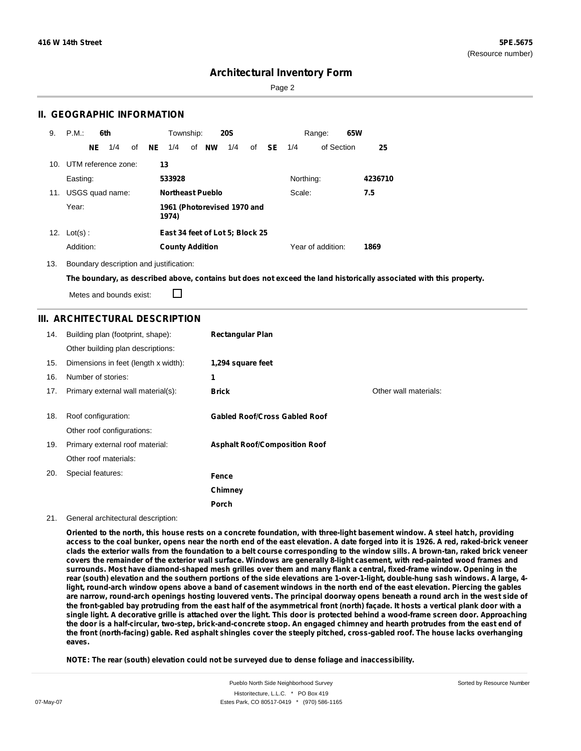# Architectural Inventory Form

## II. GEOGRAPHIC INFORMATION

9. P.M.: **6th** Township: **20S** Range: **65W**

**NE** 1/4 of **NE** 1/4 of **NW** 1/4 of **SE** 1/4 of Section **25**

10. UTM reference zone: **13**

Easting: **533928** Northing: **4236710**

11. USGS quad name: **Northeast Pueblo** Scale: **7.5**

Year: **1961 (Photorevised 1970 and 1974)**

12. Lot(s): **East 34 feet of Lot 5; Block 25**

Addition: **County Addition** Year of addition: **1869**

13. Boundary description and justification:

**The boundary, as described above, contains but does not exceed the land historically associated with this property.**

Metes and bounds exist: ☐

## III. ARCHITECTURAL DESCRIPTION

14. Building plan (footprint, shape): **Rectangular Plan**

Other building plan descriptions:

15. Dimensions in feet (length x width): **1,294 square feet**

16. Number of stories: **1**

17. Primary external wall material(s): **Brick** Other wall materials:

18. Roof configuration: **Gabled Roof/Cross Gabled Roof**

Other roof configurations:

19. Primary external roof material: **Asphalt Roof/Composition Roof**

Other roof materials:

20. Special features: **Fence**

**Chimney**

**Porch**

21. General architectural description:

**Oriented to the north, this house rests on a concrete foundation, with three-light basement window. A steel hatch, providing access to the coal bunker, opens near the north end of the east elevation. A date forged into it is 1926. A red, raked-brick veneer clads the exterior walls from the foundation to a belt course corresponding to the window sills. A brown-tan, raked brick veneer covers the remainder of the exterior wall surface. Windows are generally 8-light casement, with red-painted wood frames and surrounds. Most have diamond-shaped mesh grilles over them and many flank a central, fixed-frame window. Opening in the rear (south) elevation and the southern portions of the side elevations are 1-over-1-light, double-hung sash windows. A large, 4-light, round-arch window opens above a band of casement windows in the north end of the east elevation. Piercing the gables are narrow, round-arch openings hosting louvered vents. The principal doorway opens beneath a round arch in the west side of the front-gabled bay protruding from the east half of the asymmetrical front (north) façade. It hosts a vertical plank door with a single light. A decorative grille is attached over the light. This door is protected behind a wood-frame screen door. Approaching the door is a half-circular, two-step, brick-and-concrete stoop. An engaged chimney and hearth protrudes from the east end of the front (north-facing) gable. Red asphalt shingles cover the steeply pitched, cross-gabled roof. The house lacks overhanging eaves.**

**NOTE: The rear (south) elevation could not be surveyed due to dense foliage and inaccessibility.**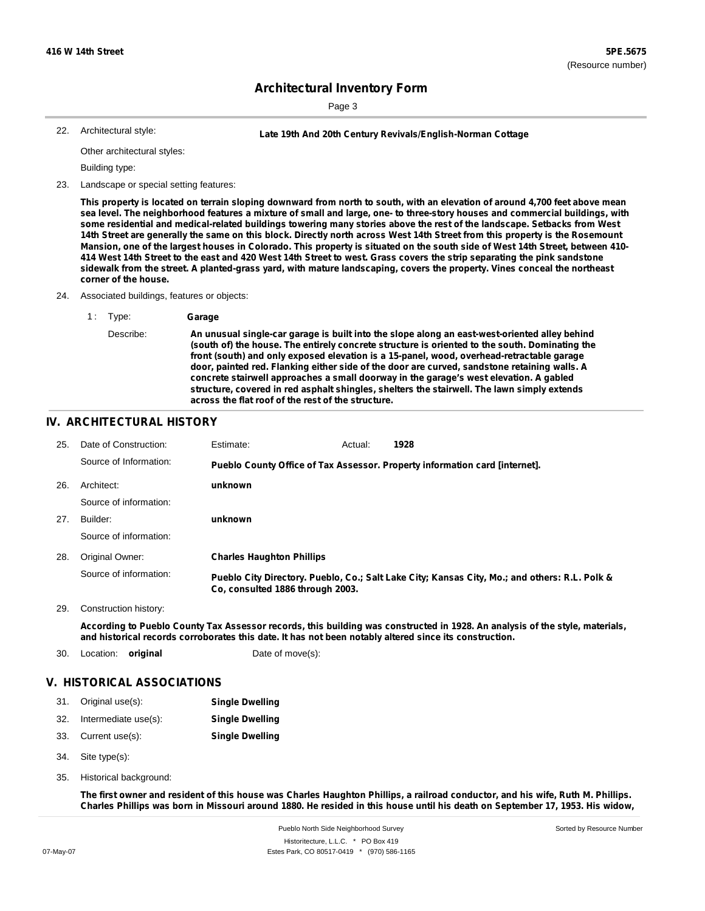## Architectural Inventory Form

22. Architectural style: **Late 19th And 20th Century Revivals/English-Norman Cottage**

Other architectural styles:

Building type:

23. Landscape or special setting features:

**This property is located on terrain sloping downward from north to south, with an elevation of around 4,700 feet above mean sea level. The neighborhood features a mixture of small and large, one- to three-story houses and commercial buildings, with some residential and medical-related buildings towering many stories above the rest of the landscape. Setbacks from West 14th Street are generally the same on this block. Directly north across West 14th Street from this property is the Rosemount Mansion, one of the largest houses in Colorado. This property is situated on the south side of West 14th Street, between 410-414 West 14th Street to the east and 420 West 14th Street to west. Grass covers the strip separating the pink sandstone sidewalk from the street. A planted-grass yard, with mature landscaping, covers the property. Vines conceal the northeast corner of the house.**

24. Associated buildings, features or objects:

1 : Type: **Garage**

Describe: **An unusual single-car garage is built into the slope along an east-west-oriented alley behind (south of) the house. The entirely concrete structure is oriented to the south. Dominating the front (south) and only exposed elevation is a 15-panel, wood, overhead-retractable garage door, painted red. Flanking either side of the door are curved, sandstone retaining walls. A concrete stairwell approaches a small doorway in the garage's west elevation. A gabled structure, covered in red asphalt shingles, shelters the stairwell. The lawn simply extends across the flat roof of the rest of the structure.**

## IV. ARCHITECTURAL HISTORY

25. Date of Construction: Estimate: Actual: **1928**

Source of Information: **Pueblo County Office of Tax Assessor. Property information card [internet].**

26. Architect: **unknown**

Source of information:

27. Builder: **unknown**

Source of information:

28. Original Owner: **Charles Haughton Phillips**

Source of information: **Pueblo City Directory. Pueblo, Co.; Salt Lake City; Kansas City, Mo.; and others: R.L. Polk & Co, consulted 1886 through 2003.**

29. Construction history:

**According to Pueblo County Tax Assessor records, this building was constructed in 1928. An analysis of the style, materials, and historical records corroborates this date. It has not been notably altered since its construction.**

30. Location: **original** Date of move(s):

## V. HISTORICAL ASSOCIATIONS

31. Original use(s): **Single Dwelling**
32. Intermediate use(s): **Single Dwelling**
33. Current use(s): **Single Dwelling**
34. Site type(s):
35. Historical background:

**The first owner and resident of this house was Charles Haughton Phillips, a railroad conductor, and his wife, Ruth M. Phillips. Charles Phillips was born in Missouri around 1880. He resided in this house until his death on September 17, 1953. His widow,**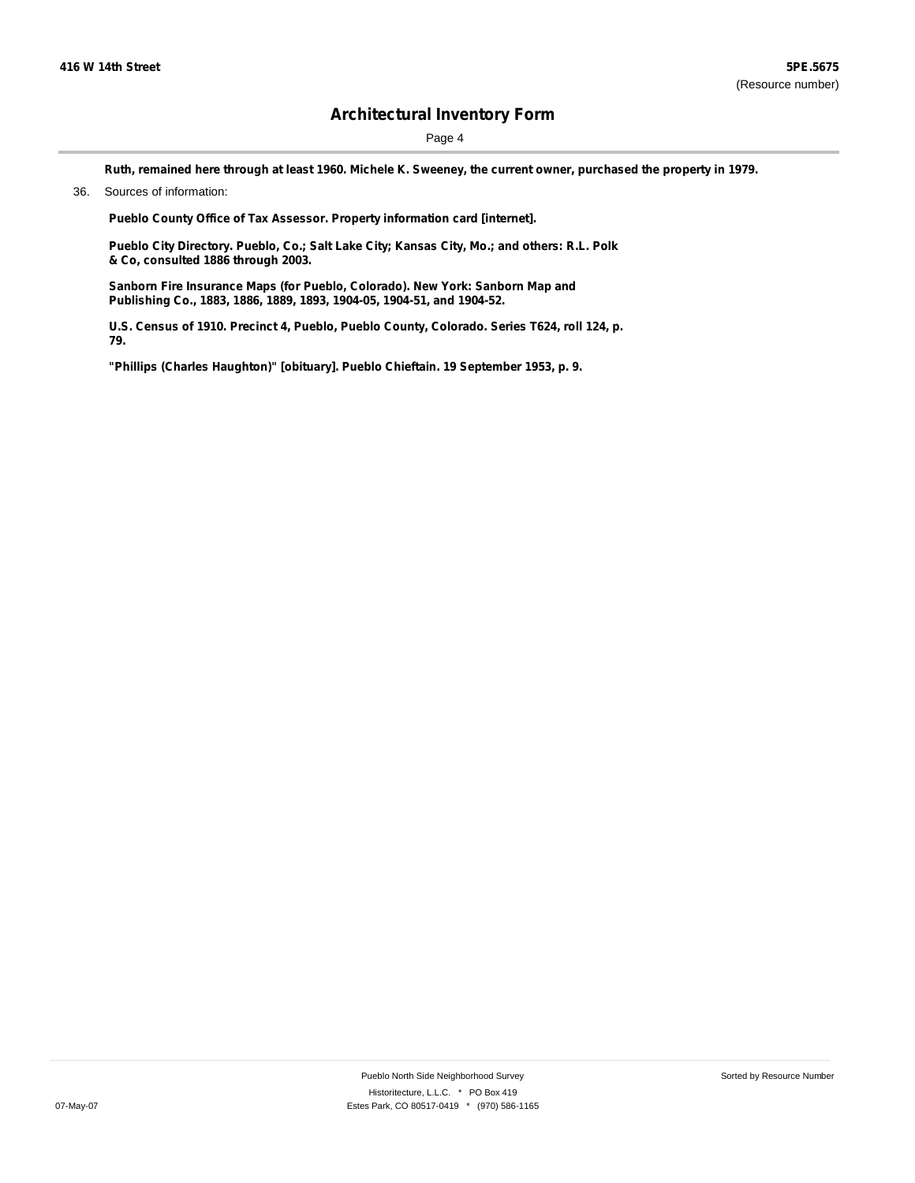**Ruth, remained here through at least 1960. Michele K. Sweeney, the current owner, purchased the property in 1979.**

36. Sources of information:

**Pueblo County Office of Tax Assessor. Property information card [internet].**

**Pueblo City Directory. Pueblo, Co.; Salt Lake City; Kansas City, Mo.; and others: R.L. Polk & Co, consulted 1886 through 2003.**

**Sanborn Fire Insurance Maps (for Pueblo, Colorado). New York: Sanborn Map and Publishing Co., 1883, 1886, 1889, 1893, 1904-05, 1904-51, and 1904-52.**

**U.S. Census of 1910. Precinct 4, Pueblo, Pueblo County, Colorado. Series T624, roll 124, p. 79.**

**"Phillips (Charles Haughton)" [obituary]. Pueblo Chieftain. 19 September 1953, p. 9.**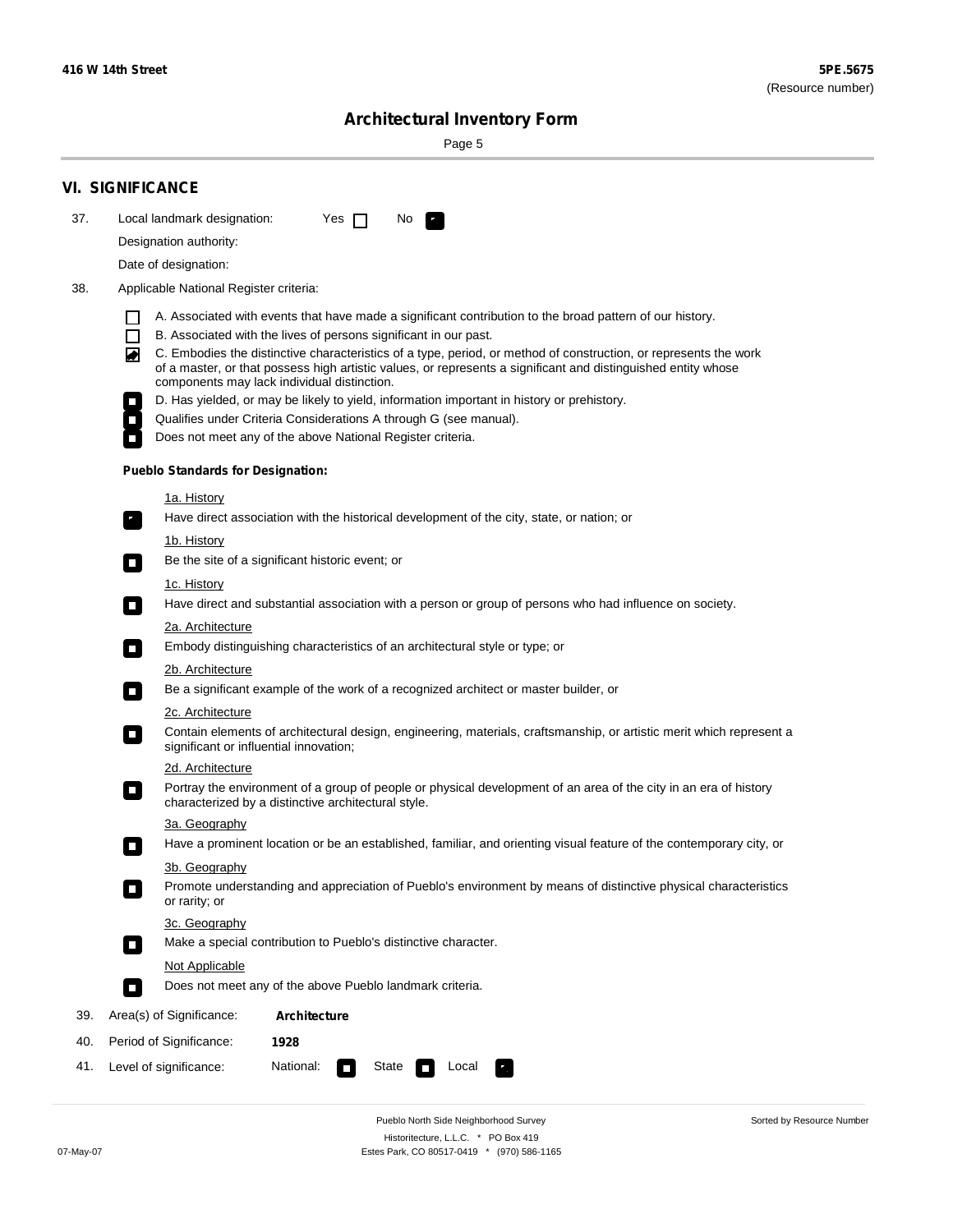## VI. SIGNIFICANCE

37. Local landmark designation: Yes ☐ No ☑

Designation authority:

Date of designation:

38. Applicable National Register criteria:

☐ A. Associated with events that have made a significant contribution to the broad pattern of our history.

☐ B. Associated with the lives of persons significant in our past.

☑ C. Embodies the distinctive characteristics of a type, period, or method of construction, or represents the work of a master, or that possess high artistic values, or represents a significant and distinguished entity whose components may lack individual distinction.

☐ D. Has yielded, or may be likely to yield, information important in history or prehistory.

☐ Qualifies under Criteria Considerations A through G (see manual).

☐ Does not meet any of the above National Register criteria.

**Pueblo Standards for Designation:**

1a. History

☑ Have direct association with the historical development of the city, state, or nation; or

1b. History

☐ Be the site of a significant historic event; or

1c. History

☐ Have direct and substantial association with a person or group of persons who had influence on society.

2a. Architecture

☐ Embody distinguishing characteristics of an architectural style or type; or

2b. Architecture

☐ Be a significant example of the work of a recognized architect or master builder, or

2c. Architecture

☐ Contain elements of architectural design, engineering, materials, craftsmanship, or artistic merit which represent a significant or influential innovation;

2d. Architecture

☐ Portray the environment of a group of people or physical development of an area of the city in an era of history characterized by a distinctive architectural style.

3a. Geography

☐ Have a prominent location or be an established, familiar, and orienting visual feature of the contemporary city, or

3b. Geography

☐ Promote understanding and appreciation of Pueblo's environment by means of distinctive physical characteristics or rarity; or

3c. Geography

☐ Make a special contribution to Pueblo's distinctive character.

Not Applicable

☐ Does not meet any of the above Pueblo landmark criteria.

39. Area(s) of Significance: **Architecture**

40. Period of Significance: **1928**

41. Level of significance: National: ☐ State ☐ Local ☑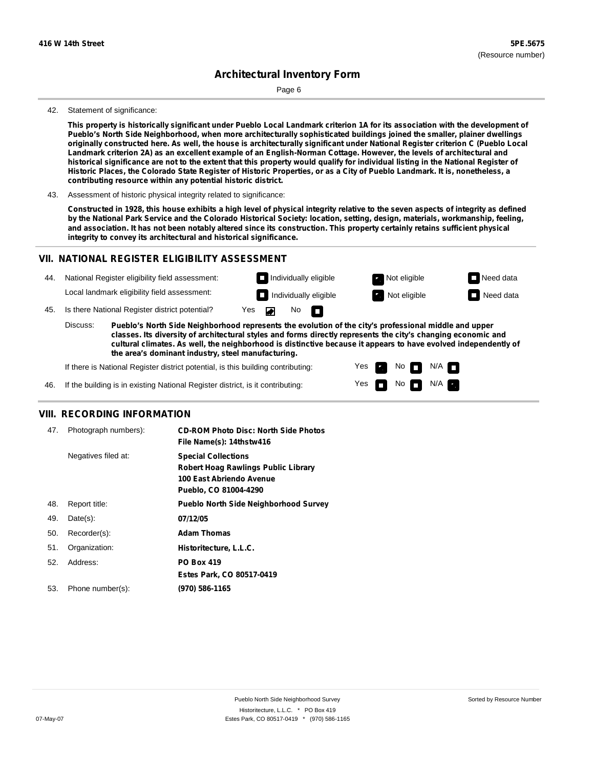416 W 14th Street | 5PE.5675 (Resource number)

# Architectural Inventory Form

42. Statement of significance:

**This property is historically significant under Pueblo Local Landmark criterion 1A for its association with the development of Pueblo's North Side Neighborhood, when more architecturally sophisticated buildings joined the smaller, plainer dwellings originally constructed here. As well, the house is architecturally significant under National Register criterion C (Pueblo Local Landmark criterion 2A) as an excellent example of an English-Norman Cottage. However, the levels of architectural and historical significance are not to the extent that this property would qualify for individual listing in the National Register of Historic Places, the Colorado State Register of Historic Properties, or as a City of Pueblo Landmark. It is, nonetheless, a contributing resource within any potential historic district.**

43. Assessment of historic physical integrity related to significance:

**Constructed in 1928, this house exhibits a high level of physical integrity relative to the seven aspects of integrity as defined by the National Park Service and the Colorado Historical Society: location, setting, design, materials, workmanship, feeling, and association. It has not been notably altered since its construction. This property certainly retains sufficient physical integrity to convey its architectural and historical significance.**

## VII. NATIONAL REGISTER ELIGIBILITY ASSESSMENT

44. National Register eligibility field assessment: ☐ Individually eligible ☒ Not eligible ☐ Need data

Local landmark eligibility field assessment: ☐ Individually eligible ☒ Not eligible ☐ Need data

45. Is there National Register district potential? Yes ☒ No ☐

Discuss: **Pueblo's North Side Neighborhood represents the evolution of the city's professional middle and upper classes. Its diversity of architectural styles and forms directly represents the city's changing economic and cultural climates. As well, the neighborhood is distinctive because it appears to have evolved independently of the area's dominant industry, steel manufacturing.**

If there is National Register district potential, is this building contributing: Yes ☒ No ☐ N/A ☐

46. If the building is in existing National Register district, is it contributing: Yes ☐ No ☐ N/A ☒

## VIII. RECORDING INFORMATION

47. Photograph numbers): **CD-ROM Photo Disc: North Side Photos**
**File Name(s): 14thstw416**

Negatives filed at: **Special Collections**
**Robert Hoag Rawlings Public Library**
**100 East Abriendo Avenue**
**Pueblo, CO 81004-4290**

48. Report title: **Pueblo North Side Neighborhood Survey**

49. Date(s): **07/12/05**

50. Recorder(s): **Adam Thomas**

51. Organization: **Historitecture, L.L.C.**

52. Address: **PO Box 419**
**Estes Park, CO 80517-0419**

53. Phone number(s): **(970) 586-1165**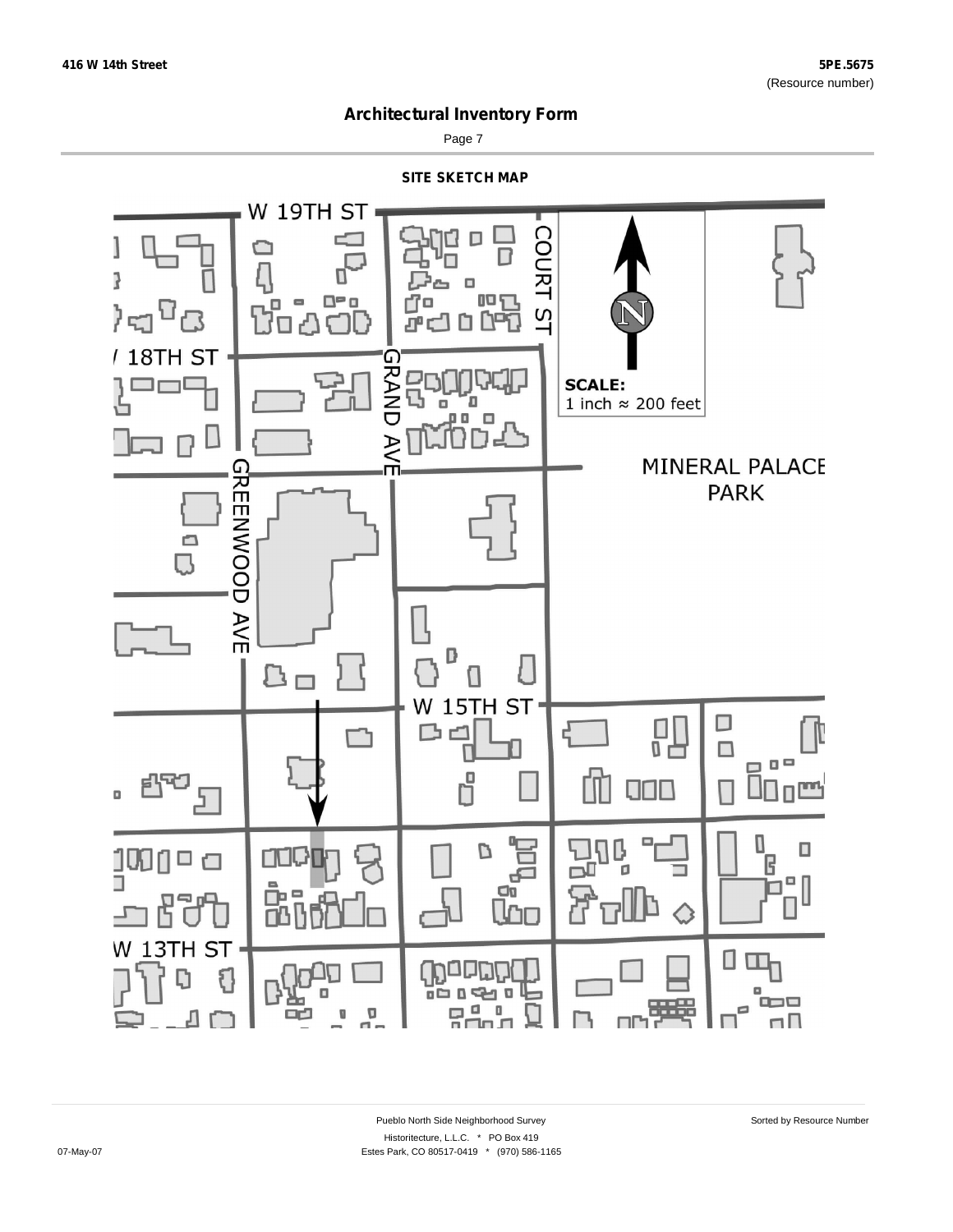## Architectural Inventory Form

### SITE SKETCH MAP

W 19TH ST

COURT ST

18TH ST

GRAND AVE

GREENWOOD AVE

MINERAL PALACE PARK

W 15TH ST

W 13TH ST

SCALE:
1 inch ≈ 200 feet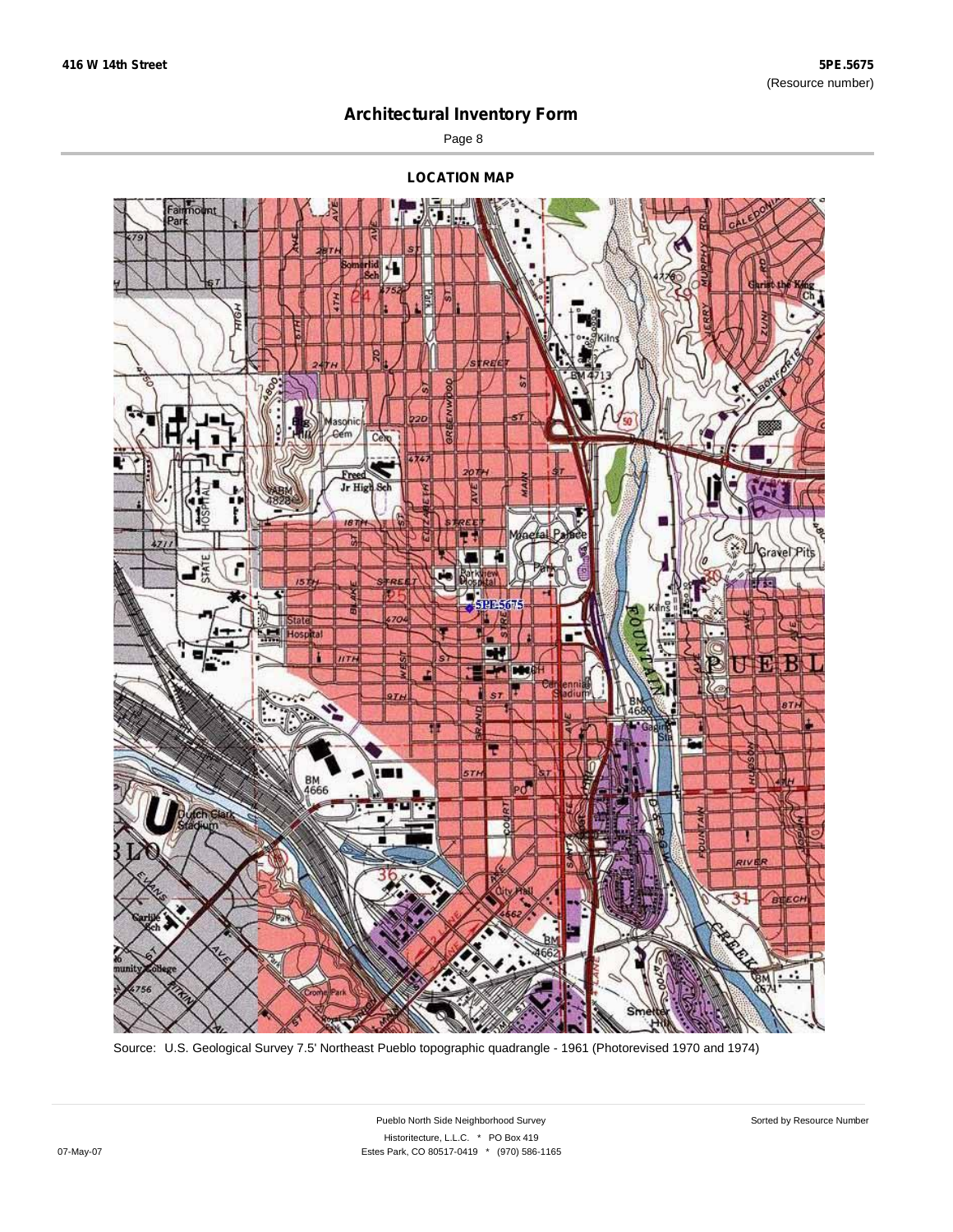## Architectural Inventory Form

### LOCATION MAP

Source: U.S. Geological Survey 7.5' Northeast Pueblo topographic quadrangle - 1961 (Photorevised 1970 and 1974)